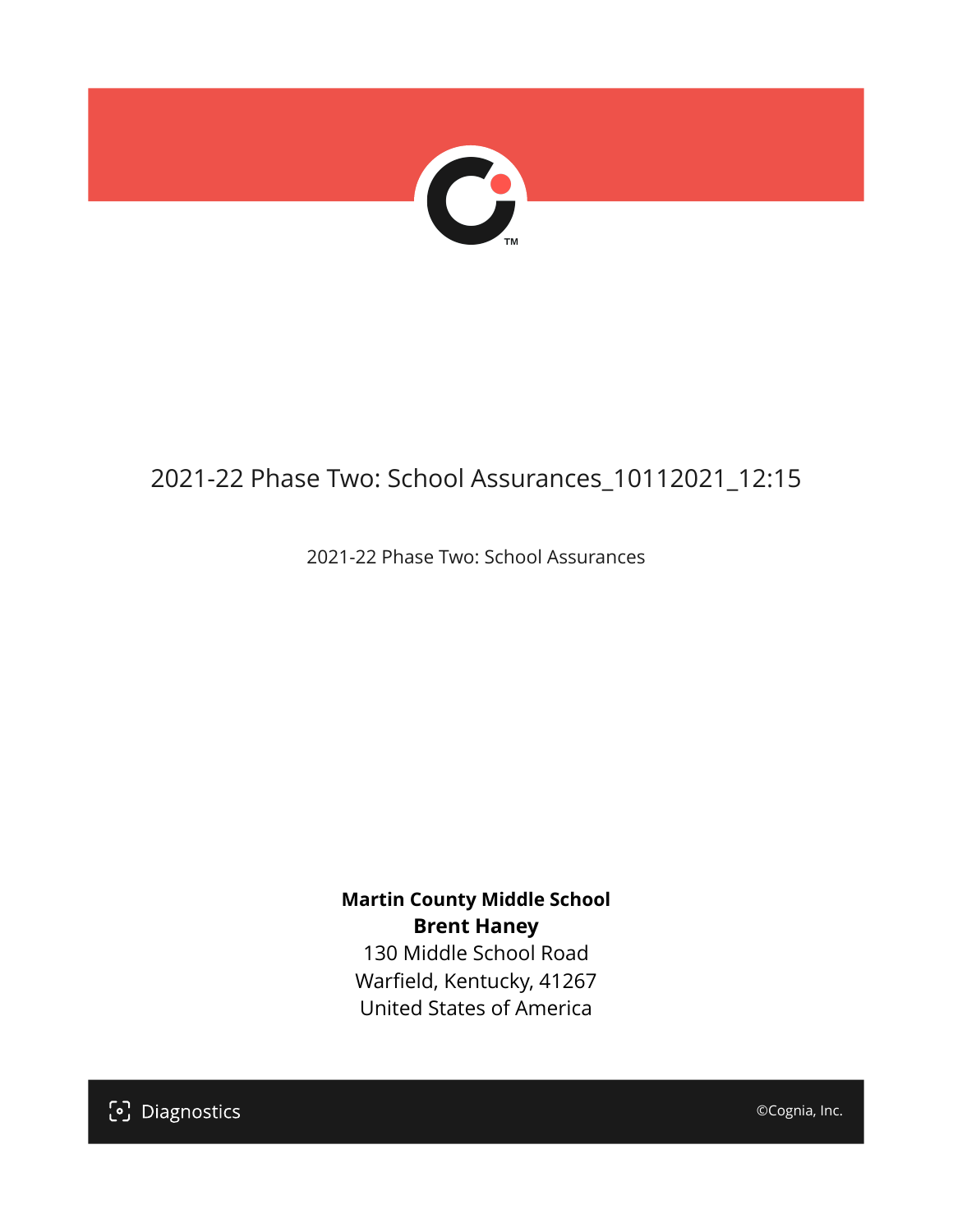# 2021-22 Phase Two: School Assurances_10112021_12:15

2021-22 Phase Two: School Assurances

**Martin County Middle School**
**Brent Haney**
130 Middle School Road
Warfield, Kentucky, 41267
United States of America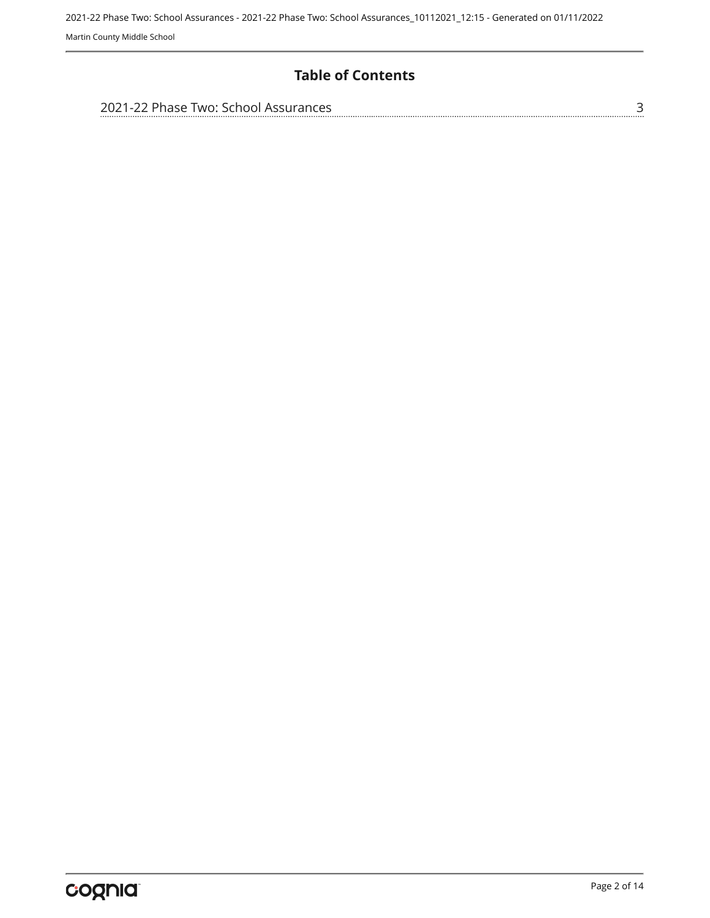# Table of Contents

2021-22 Phase Two: School Assurances ........ 3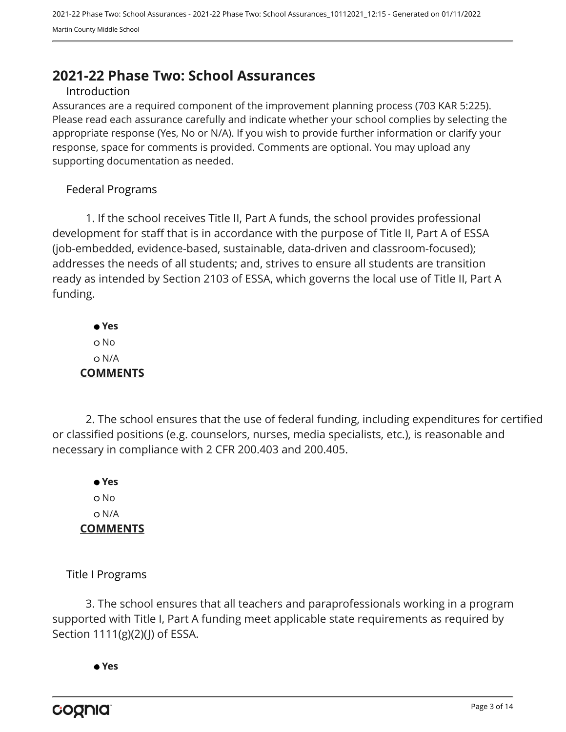# 2021-22 Phase Two: School Assurances

## Introduction

Assurances are a required component of the improvement planning process (703 KAR 5:225). Please read each assurance carefully and indicate whether your school complies by selecting the appropriate response (Yes, No or N/A). If you wish to provide further information or clarify your response, space for comments is provided. Comments are optional. You may upload any supporting documentation as needed.

## Federal Programs

1. If the school receives Title II, Part A funds, the school provides professional development for staff that is in accordance with the purpose of Title II, Part A of ESSA (job-embedded, evidence-based, sustainable, data-driven and classroom-focused); addresses the needs of all students; and, strives to ensure all students are transition ready as intended by Section 2103 of ESSA, which governs the local use of Title II, Part A funding.

- ● **Yes**
- ○ No
- ○ N/A

**COMMENTS**

2. The school ensures that the use of federal funding, including expenditures for certified or classified positions (e.g. counselors, nurses, media specialists, etc.), is reasonable and necessary in compliance with 2 CFR 200.403 and 200.405.

- ● **Yes**
- ○ No
- ○ N/A

**COMMENTS**

## Title I Programs

3. The school ensures that all teachers and paraprofessionals working in a program supported with Title I, Part A funding meet applicable state requirements as required by Section 1111(g)(2)(J) of ESSA.

- ● **Yes**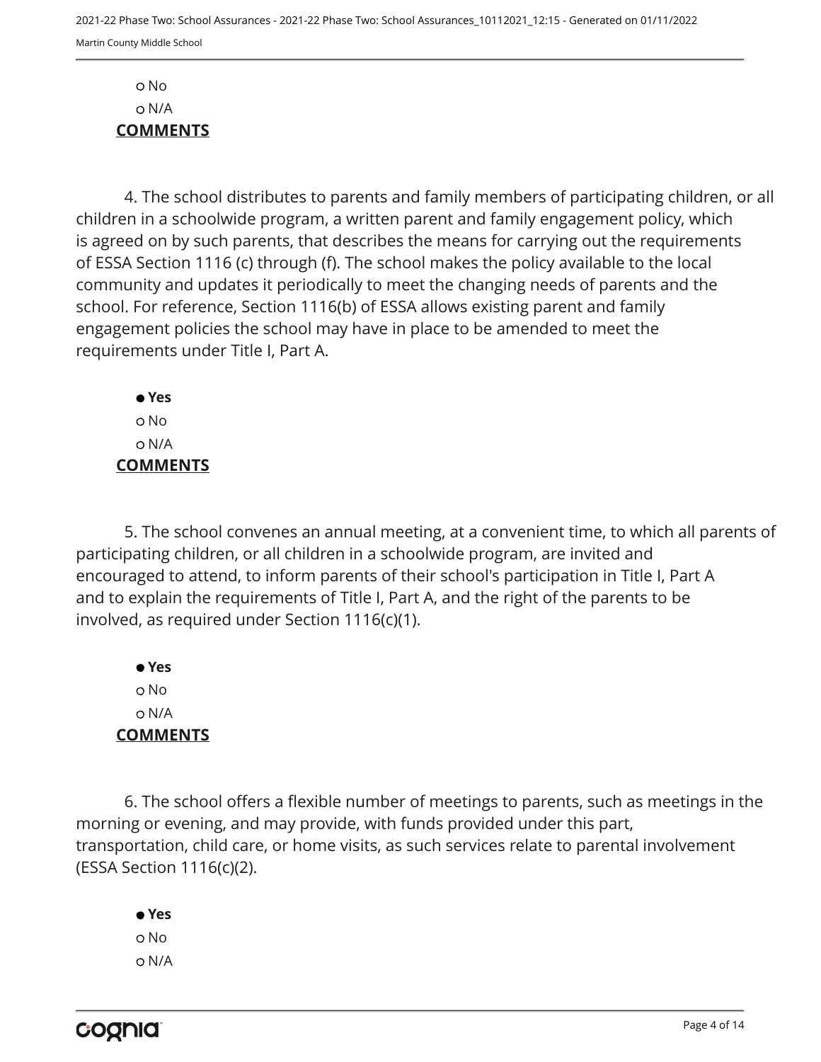○ No
○ N/A

**COMMENTS**

4. The school distributes to parents and family members of participating children, or all children in a schoolwide program, a written parent and family engagement policy, which is agreed on by such parents, that describes the means for carrying out the requirements of ESSA Section 1116 (c) through (f). The school makes the policy available to the local community and updates it periodically to meet the changing needs of parents and the school. For reference, Section 1116(b) of ESSA allows existing parent and family engagement policies the school may have in place to be amended to meet the requirements under Title I, Part A.

● **Yes**
○ No
○ N/A

**COMMENTS**

5. The school convenes an annual meeting, at a convenient time, to which all parents of participating children, or all children in a schoolwide program, are invited and encouraged to attend, to inform parents of their school's participation in Title I, Part A and to explain the requirements of Title I, Part A, and the right of the parents to be involved, as required under Section 1116(c)(1).

● **Yes**
○ No
○ N/A

**COMMENTS**

6. The school offers a flexible number of meetings to parents, such as meetings in the morning or evening, and may provide, with funds provided under this part, transportation, child care, or home visits, as such services relate to parental involvement (ESSA Section 1116(c)(2).

● **Yes**
○ No
○ N/A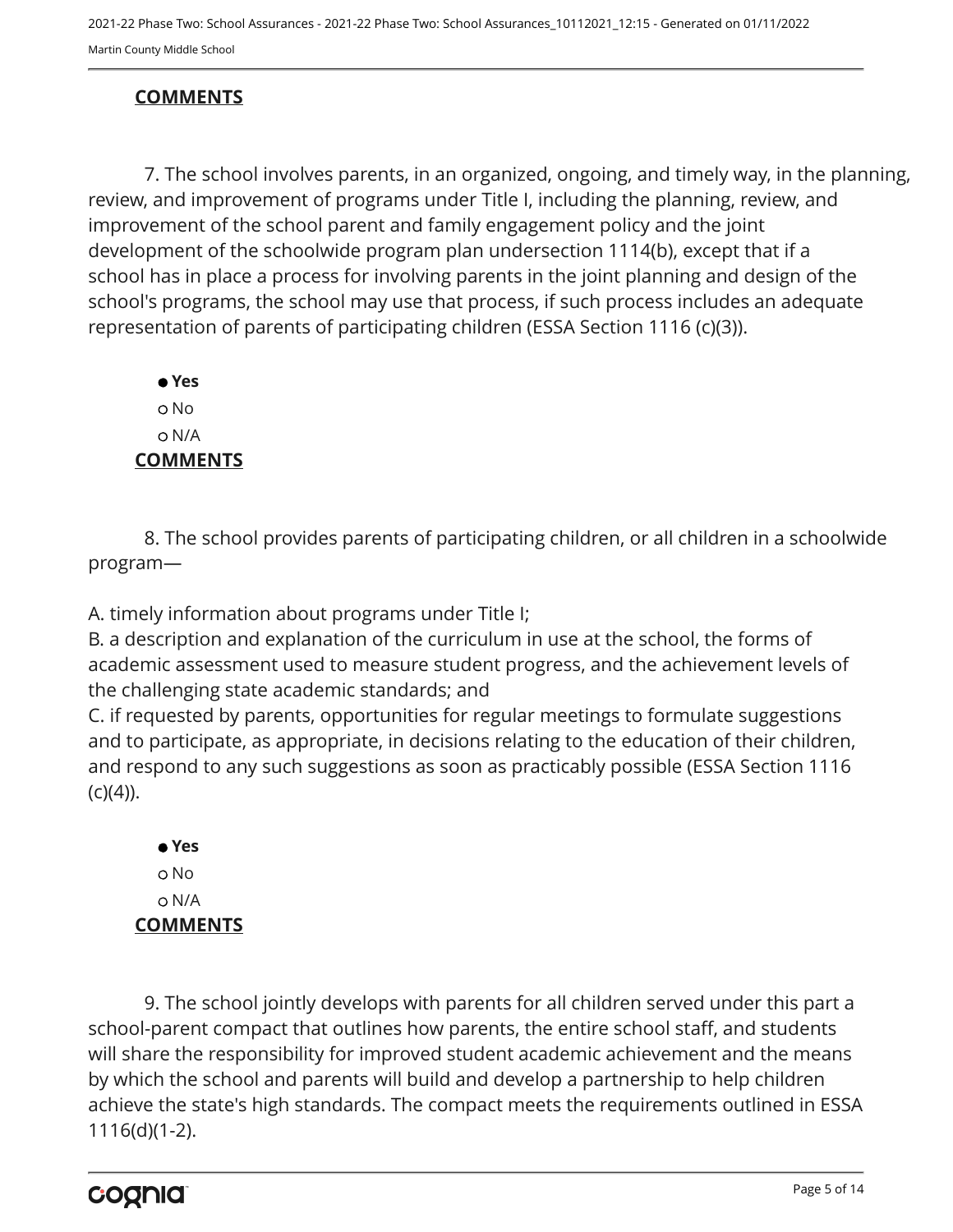**COMMENTS**

7. The school involves parents, in an organized, ongoing, and timely way, in the planning, review, and improvement of programs under Title I, including the planning, review, and improvement of the school parent and family engagement policy and the joint development of the schoolwide program plan undersection 1114(b), except that if a school has in place a process for involving parents in the joint planning and design of the school's programs, the school may use that process, if such process includes an adequate representation of parents of participating children (ESSA Section 1116 (c)(3)).

- ● **Yes**
- ○ No
- ○ N/A

**COMMENTS**

8. The school provides parents of participating children, or all children in a schoolwide program—

A. timely information about programs under Title I;
B. a description and explanation of the curriculum in use at the school, the forms of academic assessment used to measure student progress, and the achievement levels of the challenging state academic standards; and
C. if requested by parents, opportunities for regular meetings to formulate suggestions and to participate, as appropriate, in decisions relating to the education of their children, and respond to any such suggestions as soon as practicably possible (ESSA Section 1116 (c)(4)).

- ● **Yes**
- ○ No
- ○ N/A

**COMMENTS**

9. The school jointly develops with parents for all children served under this part a school-parent compact that outlines how parents, the entire school staff, and students will share the responsibility for improved student academic achievement and the means by which the school and parents will build and develop a partnership to help children achieve the state's high standards. The compact meets the requirements outlined in ESSA 1116(d)(1-2).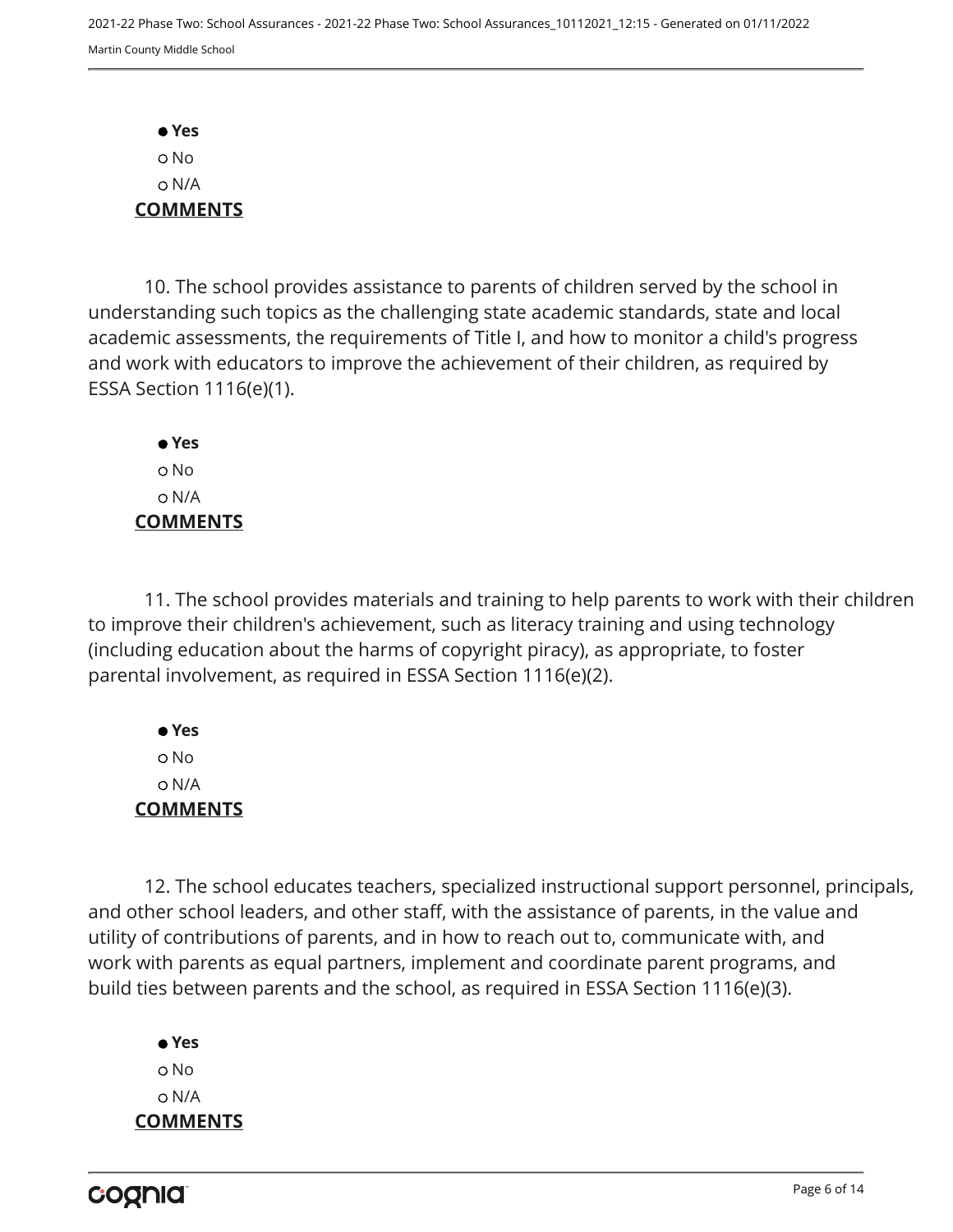- **Yes**
- No
- N/A

**COMMENTS**

10. The school provides assistance to parents of children served by the school in understanding such topics as the challenging state academic standards, state and local academic assessments, the requirements of Title I, and how to monitor a child's progress and work with educators to improve the achievement of their children, as required by ESSA Section 1116(e)(1).

- **Yes**
- No
- N/A

**COMMENTS**

11. The school provides materials and training to help parents to work with their children to improve their children's achievement, such as literacy training and using technology (including education about the harms of copyright piracy), as appropriate, to foster parental involvement, as required in ESSA Section 1116(e)(2).

- **Yes**
- No
- N/A

**COMMENTS**

12. The school educates teachers, specialized instructional support personnel, principals, and other school leaders, and other staff, with the assistance of parents, in the value and utility of contributions of parents, and in how to reach out to, communicate with, and work with parents as equal partners, implement and coordinate parent programs, and build ties between parents and the school, as required in ESSA Section 1116(e)(3).

- **Yes**
- No
- N/A

**COMMENTS**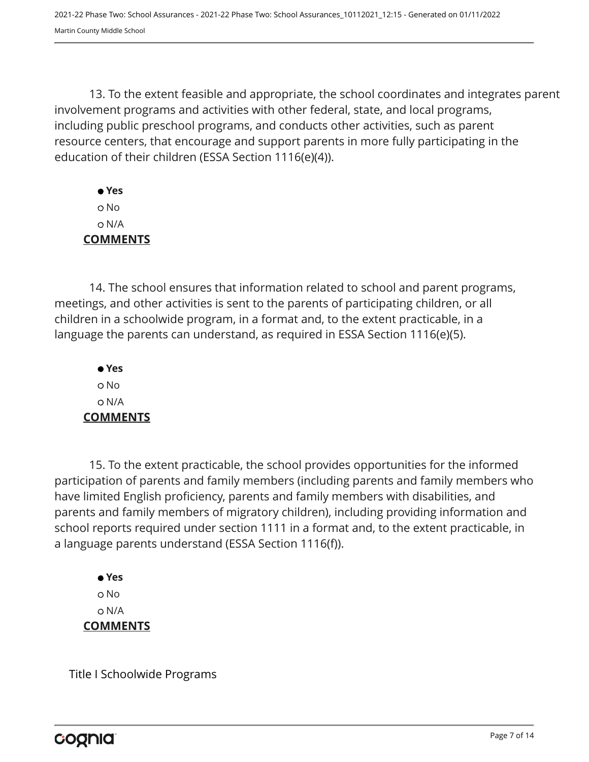13. To the extent feasible and appropriate, the school coordinates and integrates parent involvement programs and activities with other federal, state, and local programs, including public preschool programs, and conducts other activities, such as parent resource centers, that encourage and support parents in more fully participating in the education of their children (ESSA Section 1116(e)(4)).

- ● **Yes**
- ○ No
- ○ N/A

**COMMENTS**

14. The school ensures that information related to school and parent programs, meetings, and other activities is sent to the parents of participating children, or all children in a schoolwide program, in a format and, to the extent practicable, in a language the parents can understand, as required in ESSA Section 1116(e)(5).

- ● **Yes**
- ○ No
- ○ N/A

**COMMENTS**

15. To the extent practicable, the school provides opportunities for the informed participation of parents and family members (including parents and family members who have limited English proficiency, parents and family members with disabilities, and parents and family members of migratory children), including providing information and school reports required under section 1111 in a format and, to the extent practicable, in a language parents understand (ESSA Section 1116(f)).

- ● **Yes**
- ○ No
- ○ N/A

**COMMENTS**

## Title I Schoolwide Programs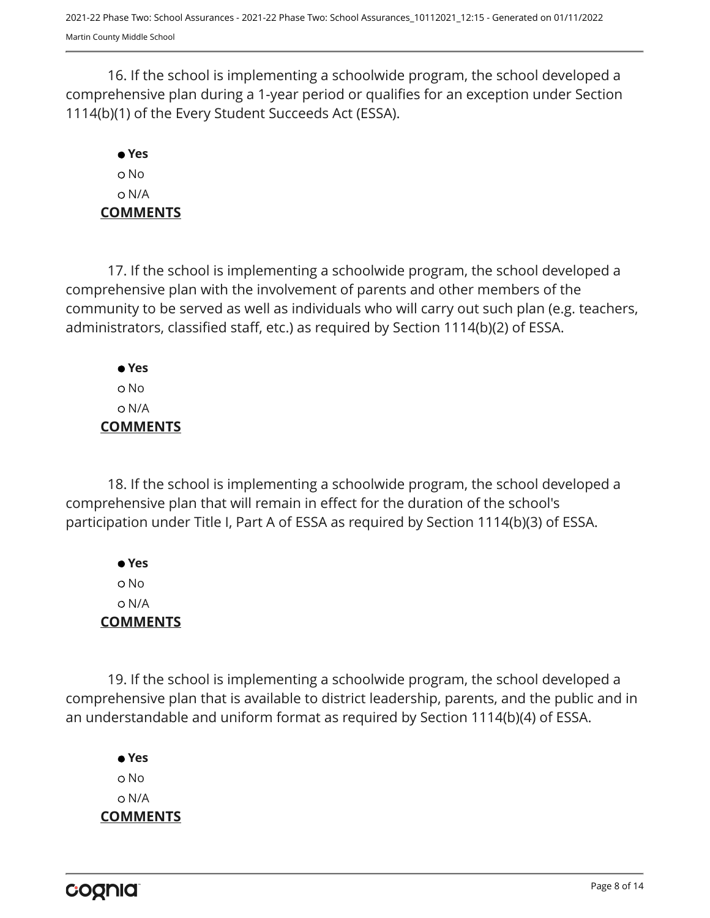16. If the school is implementing a schoolwide program, the school developed a comprehensive plan during a 1-year period or qualifies for an exception under Section 1114(b)(1) of the Every Student Succeeds Act (ESSA).

- ● **Yes**
- ○ No
- ○ N/A

**COMMENTS**

17. If the school is implementing a schoolwide program, the school developed a comprehensive plan with the involvement of parents and other members of the community to be served as well as individuals who will carry out such plan (e.g. teachers, administrators, classified staff, etc.) as required by Section 1114(b)(2) of ESSA.

- ● **Yes**
- ○ No
- ○ N/A

**COMMENTS**

18. If the school is implementing a schoolwide program, the school developed a comprehensive plan that will remain in effect for the duration of the school's participation under Title I, Part A of ESSA as required by Section 1114(b)(3) of ESSA.

- ● **Yes**
- ○ No
- ○ N/A

**COMMENTS**

19. If the school is implementing a schoolwide program, the school developed a comprehensive plan that is available to district leadership, parents, and the public and in an understandable and uniform format as required by Section 1114(b)(4) of ESSA.

- ● **Yes**
- ○ No
- ○ N/A

**COMMENTS**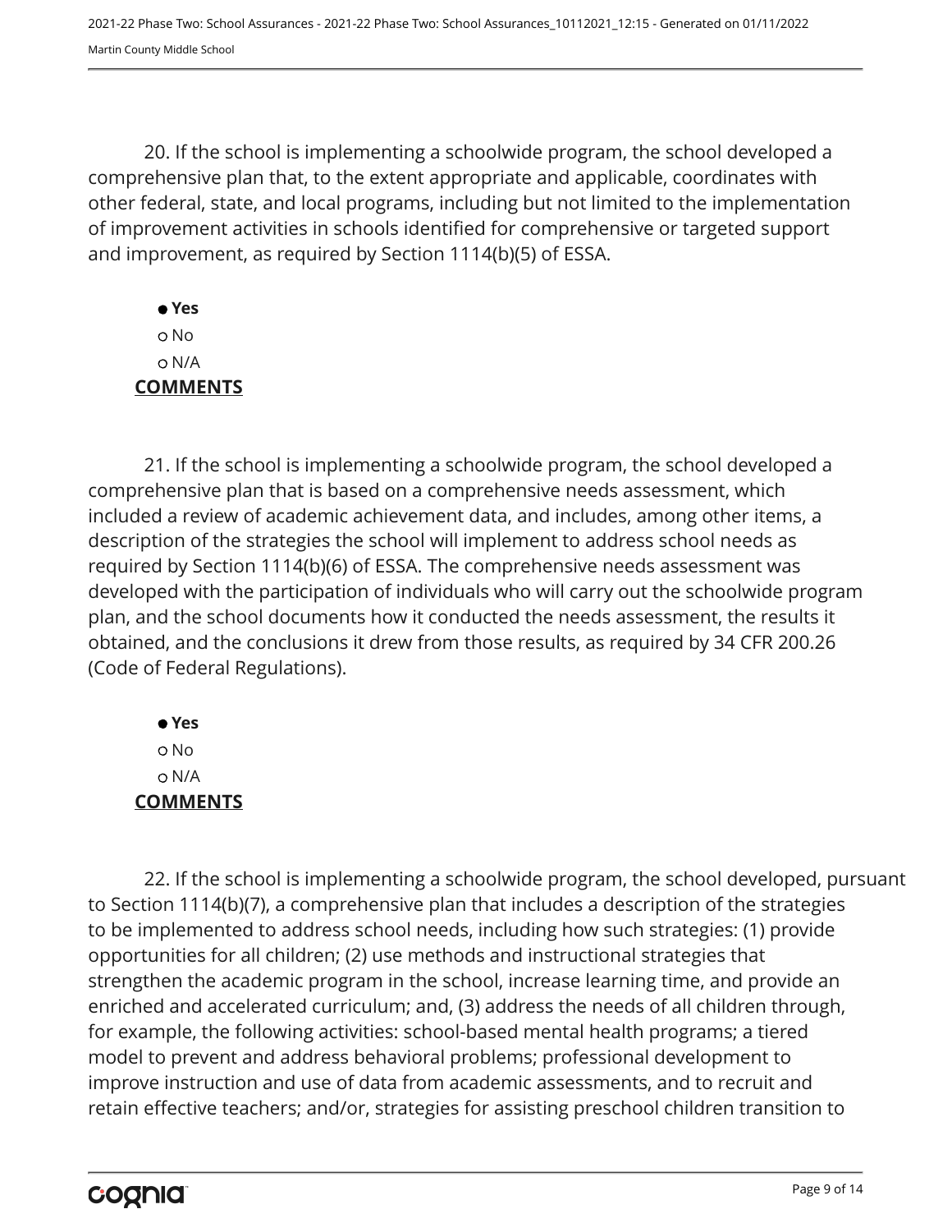20. If the school is implementing a schoolwide program, the school developed a comprehensive plan that, to the extent appropriate and applicable, coordinates with other federal, state, and local programs, including but not limited to the implementation of improvement activities in schools identified for comprehensive or targeted support and improvement, as required by Section 1114(b)(5) of ESSA.

- ● **Yes**
- ○ No
- ○ N/A

**COMMENTS**

21. If the school is implementing a schoolwide program, the school developed a comprehensive plan that is based on a comprehensive needs assessment, which included a review of academic achievement data, and includes, among other items, a description of the strategies the school will implement to address school needs as required by Section 1114(b)(6) of ESSA. The comprehensive needs assessment was developed with the participation of individuals who will carry out the schoolwide program plan, and the school documents how it conducted the needs assessment, the results it obtained, and the conclusions it drew from those results, as required by 34 CFR 200.26 (Code of Federal Regulations).

- ● **Yes**
- ○ No
- ○ N/A

**COMMENTS**

22. If the school is implementing a schoolwide program, the school developed, pursuant to Section 1114(b)(7), a comprehensive plan that includes a description of the strategies to be implemented to address school needs, including how such strategies: (1) provide opportunities for all children; (2) use methods and instructional strategies that strengthen the academic program in the school, increase learning time, and provide an enriched and accelerated curriculum; and, (3) address the needs of all children through, for example, the following activities: school-based mental health programs; a tiered model to prevent and address behavioral problems; professional development to improve instruction and use of data from academic assessments, and to recruit and retain effective teachers; and/or, strategies for assisting preschool children transition to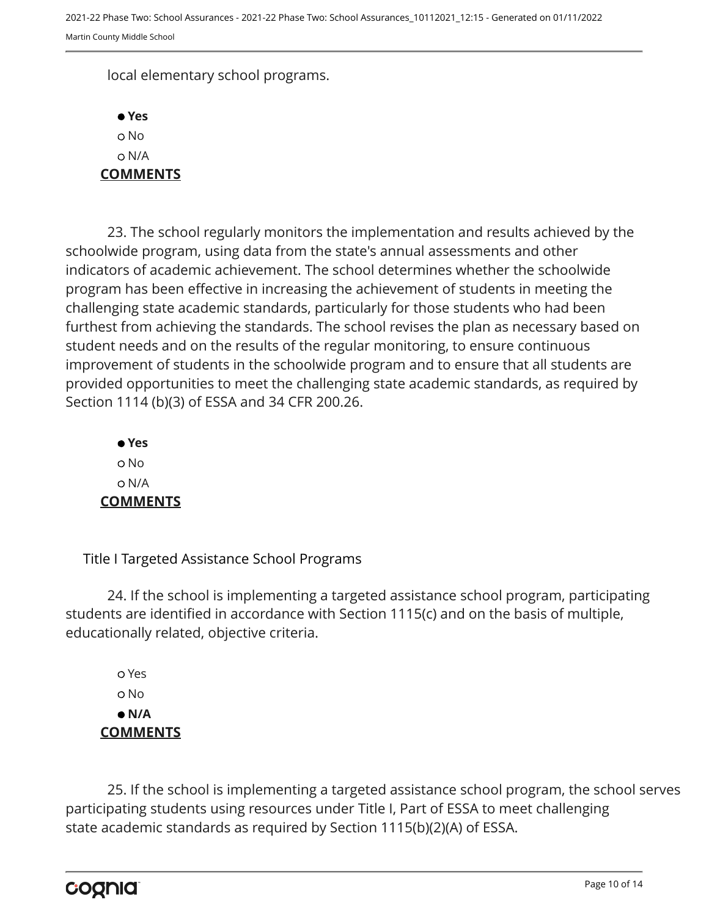local elementary school programs.

- **Yes**
- No
- N/A

**COMMENTS**

23. The school regularly monitors the implementation and results achieved by the schoolwide program, using data from the state's annual assessments and other indicators of academic achievement. The school determines whether the schoolwide program has been effective in increasing the achievement of students in meeting the challenging state academic standards, particularly for those students who had been furthest from achieving the standards. The school revises the plan as necessary based on student needs and on the results of the regular monitoring, to ensure continuous improvement of students in the schoolwide program and to ensure that all students are provided opportunities to meet the challenging state academic standards, as required by Section 1114 (b)(3) of ESSA and 34 CFR 200.26.

- **Yes**
- No
- N/A

**COMMENTS**

Title I Targeted Assistance School Programs

24. If the school is implementing a targeted assistance school program, participating students are identified in accordance with Section 1115(c) and on the basis of multiple, educationally related, objective criteria.

- Yes
- No
- **N/A**

**COMMENTS**

25. If the school is implementing a targeted assistance school program, the school serves participating students using resources under Title I, Part of ESSA to meet challenging state academic standards as required by Section 1115(b)(2)(A) of ESSA.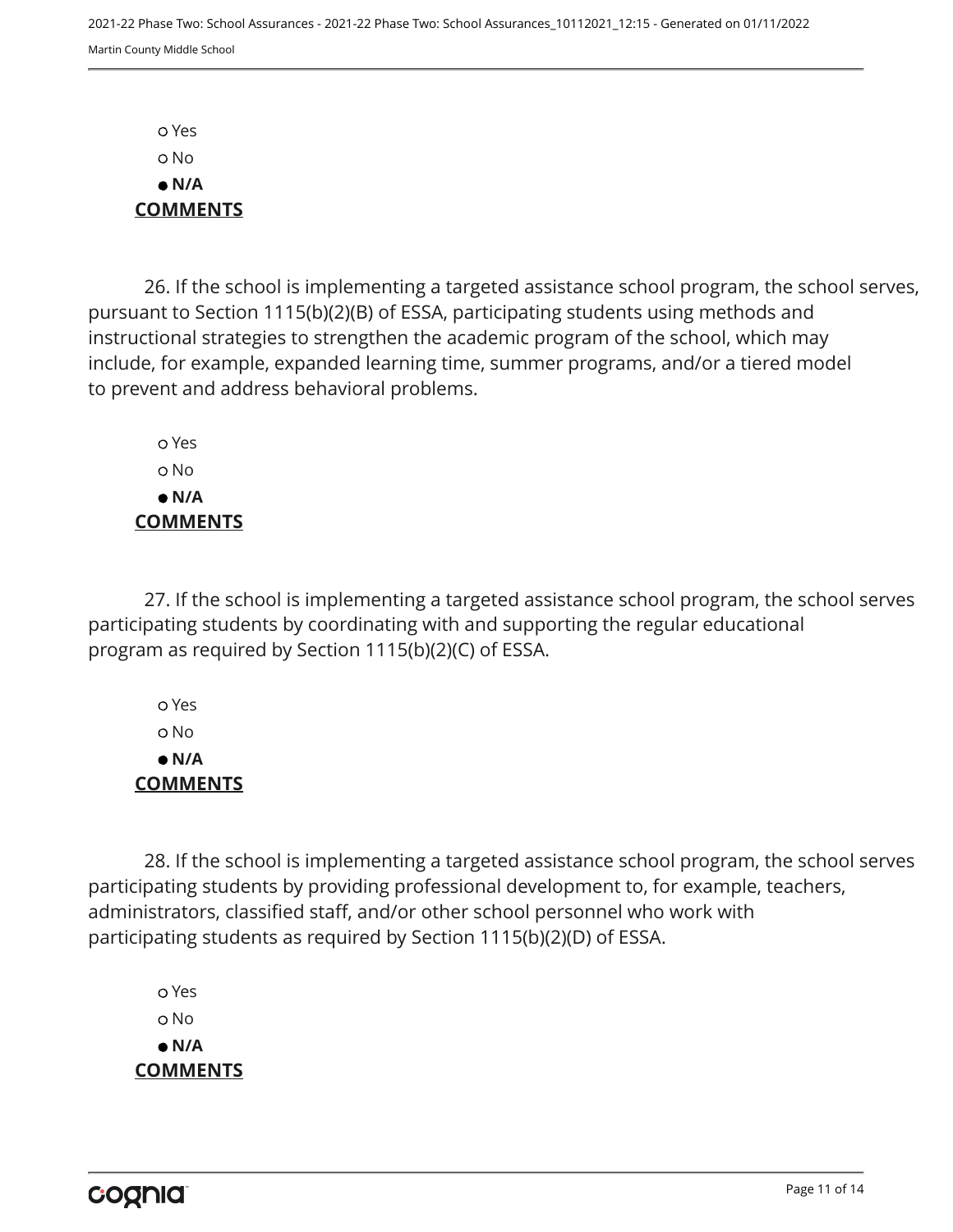○ Yes

○ No

● **N/A**

**COMMENTS**

26. If the school is implementing a targeted assistance school program, the school serves, pursuant to Section 1115(b)(2)(B) of ESSA, participating students using methods and instructional strategies to strengthen the academic program of the school, which may include, for example, expanded learning time, summer programs, and/or a tiered model to prevent and address behavioral problems.

○ Yes

○ No

● **N/A**

**COMMENTS**

27. If the school is implementing a targeted assistance school program, the school serves participating students by coordinating with and supporting the regular educational program as required by Section 1115(b)(2)(C) of ESSA.

○ Yes

○ No

● **N/A**

**COMMENTS**

28. If the school is implementing a targeted assistance school program, the school serves participating students by providing professional development to, for example, teachers, administrators, classified staff, and/or other school personnel who work with participating students as required by Section 1115(b)(2)(D) of ESSA.

○ Yes

○ No

● **N/A**

**COMMENTS**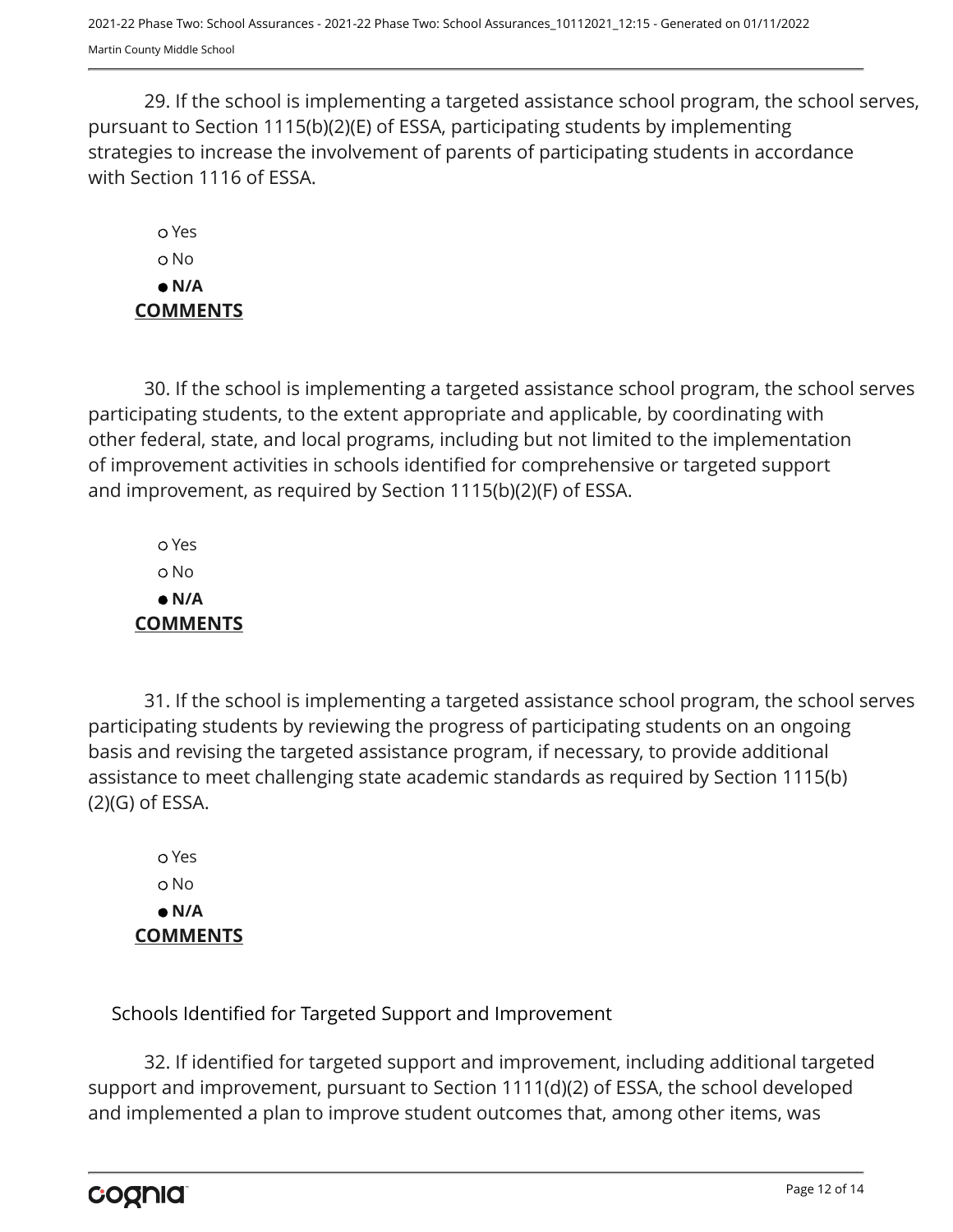29. If the school is implementing a targeted assistance school program, the school serves, pursuant to Section 1115(b)(2)(E) of ESSA, participating students by implementing strategies to increase the involvement of parents of participating students in accordance with Section 1116 of ESSA.

- ○ Yes
- ○ No
- ● **N/A**

**COMMENTS**

30. If the school is implementing a targeted assistance school program, the school serves participating students, to the extent appropriate and applicable, by coordinating with other federal, state, and local programs, including but not limited to the implementation of improvement activities in schools identified for comprehensive or targeted support and improvement, as required by Section 1115(b)(2)(F) of ESSA.

- ○ Yes
- ○ No
- ● **N/A**

**COMMENTS**

31. If the school is implementing a targeted assistance school program, the school serves participating students by reviewing the progress of participating students on an ongoing basis and revising the targeted assistance program, if necessary, to provide additional assistance to meet challenging state academic standards as required by Section 1115(b)(2)(G) of ESSA.

- ○ Yes
- ○ No
- ● **N/A**

**COMMENTS**

Schools Identified for Targeted Support and Improvement

32. If identified for targeted support and improvement, including additional targeted support and improvement, pursuant to Section 1111(d)(2) of ESSA, the school developed and implemented a plan to improve student outcomes that, among other items, was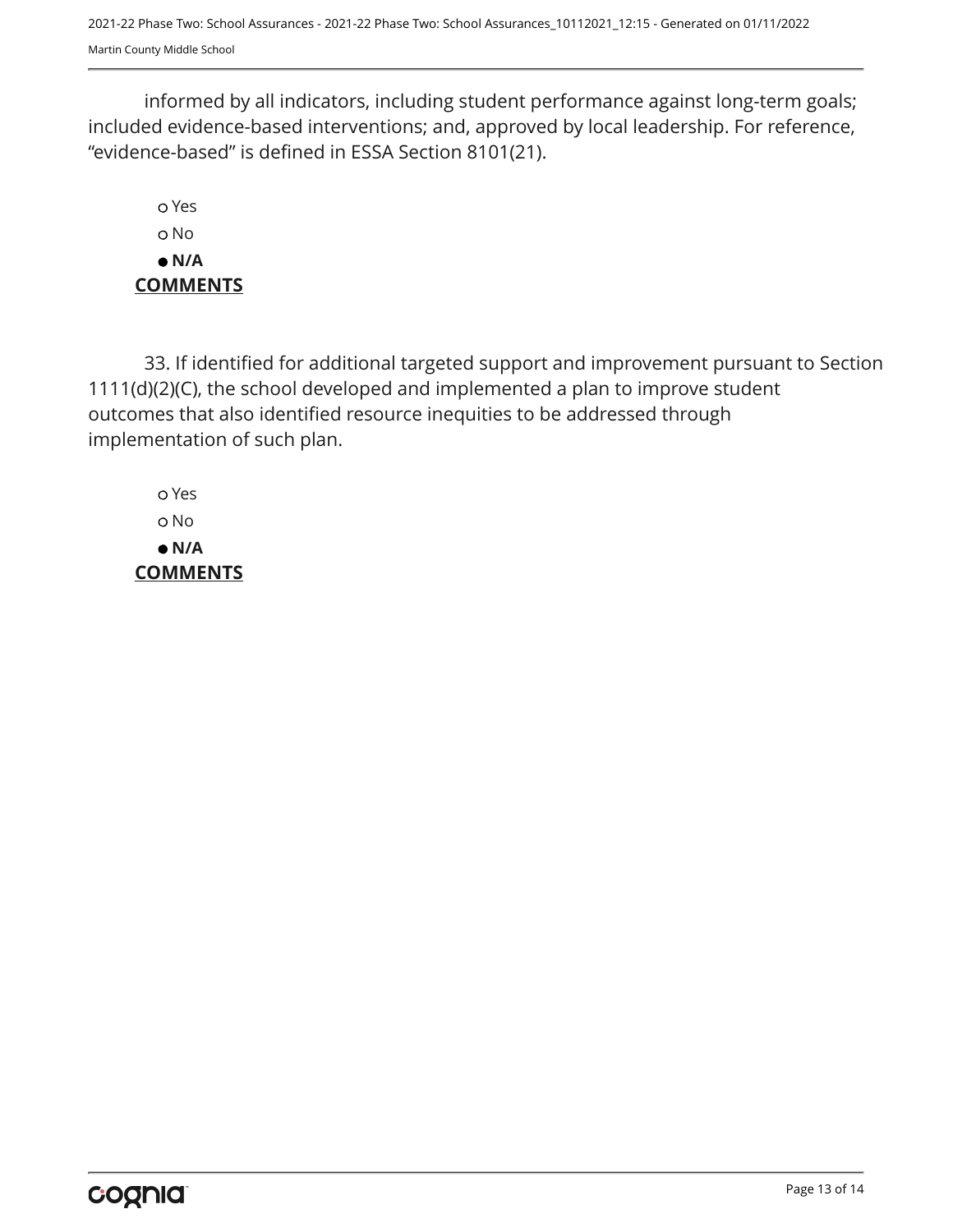informed by all indicators, including student performance against long-term goals; included evidence-based interventions; and, approved by local leadership. For reference, "evidence-based" is defined in ESSA Section 8101(21).

○ Yes
○ No
● **N/A**

**COMMENTS**

33. If identified for additional targeted support and improvement pursuant to Section 1111(d)(2)(C), the school developed and implemented a plan to improve student outcomes that also identified resource inequities to be addressed through implementation of such plan.

○ Yes
○ No
● **N/A**

**COMMENTS**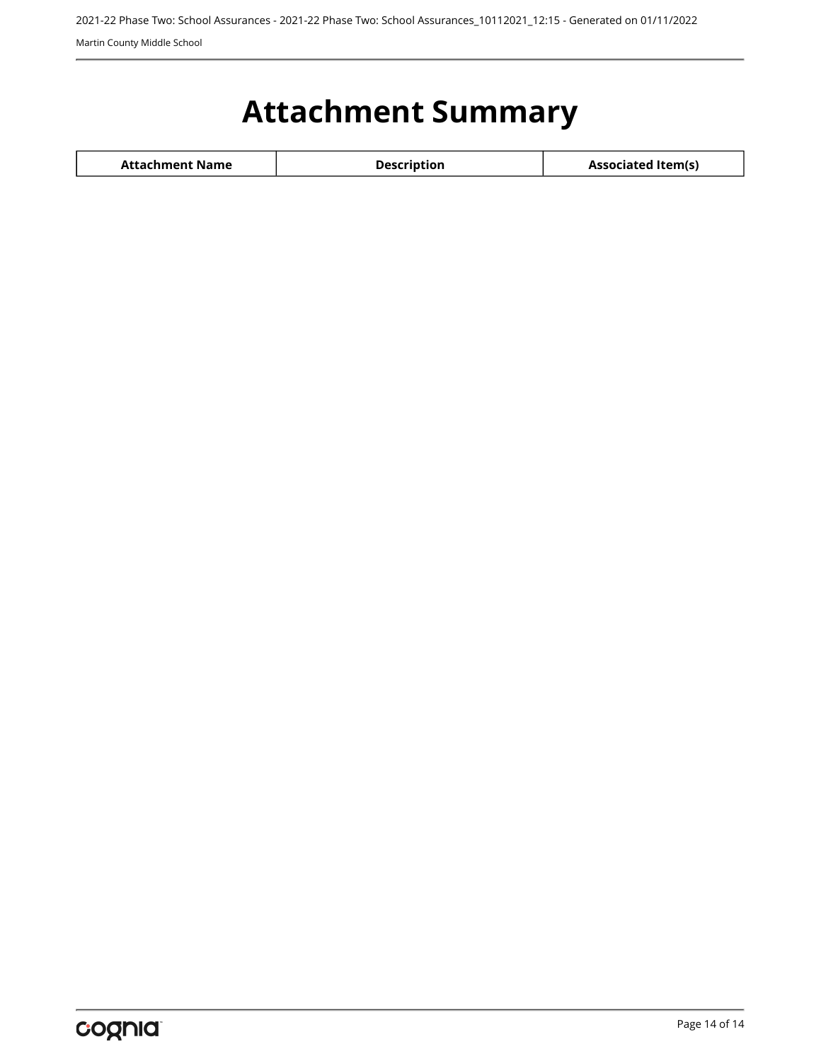# Attachment Summary

| Attachment Name | Description | Associated Item(s) |
| --- | --- | --- |